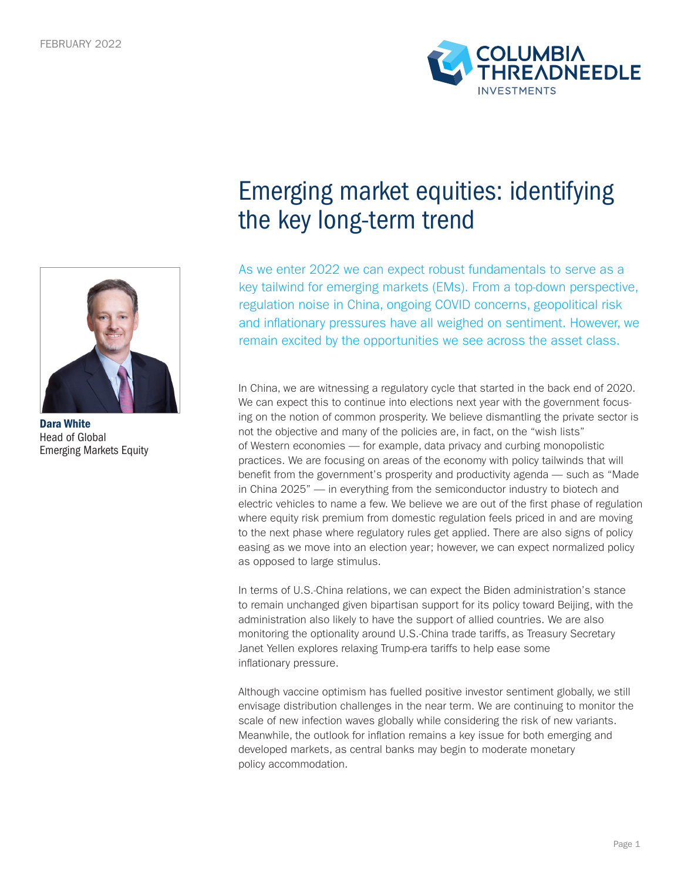FEBRUARY 2022

# Emerging market equities: identifying the key long-term trend

**Dara White**
Head of Global Emerging Markets Equity

As we enter 2022 we can expect robust fundamentals to serve as a key tailwind for emerging markets (EMs). From a top-down perspective, regulation noise in China, ongoing COVID concerns, geopolitical risk and inflationary pressures have all weighed on sentiment. However, we remain excited by the opportunities we see across the asset class.

In China, we are witnessing a regulatory cycle that started in the back end of 2020. We can expect this to continue into elections next year with the government focusing on the notion of common prosperity. We believe dismantling the private sector is not the objective and many of the policies are, in fact, on the "wish lists" of Western economies — for example, data privacy and curbing monopolistic practices. We are focusing on areas of the economy with policy tailwinds that will benefit from the government's prosperity and productivity agenda — such as "Made in China 2025" — in everything from the semiconductor industry to biotech and electric vehicles to name a few. We believe we are out of the first phase of regulation where equity risk premium from domestic regulation feels priced in and are moving to the next phase where regulatory rules get applied. There are also signs of policy easing as we move into an election year; however, we can expect normalized policy as opposed to large stimulus.

In terms of U.S.-China relations, we can expect the Biden administration's stance to remain unchanged given bipartisan support for its policy toward Beijing, with the administration also likely to have the support of allied countries. We are also monitoring the optionality around U.S.-China trade tariffs, as Treasury Secretary Janet Yellen explores relaxing Trump-era tariffs to help ease some inflationary pressure.

Although vaccine optimism has fuelled positive investor sentiment globally, we still envisage distribution challenges in the near term. We are continuing to monitor the scale of new infection waves globally while considering the risk of new variants. Meanwhile, the outlook for inflation remains a key issue for both emerging and developed markets, as central banks may begin to moderate monetary policy accommodation.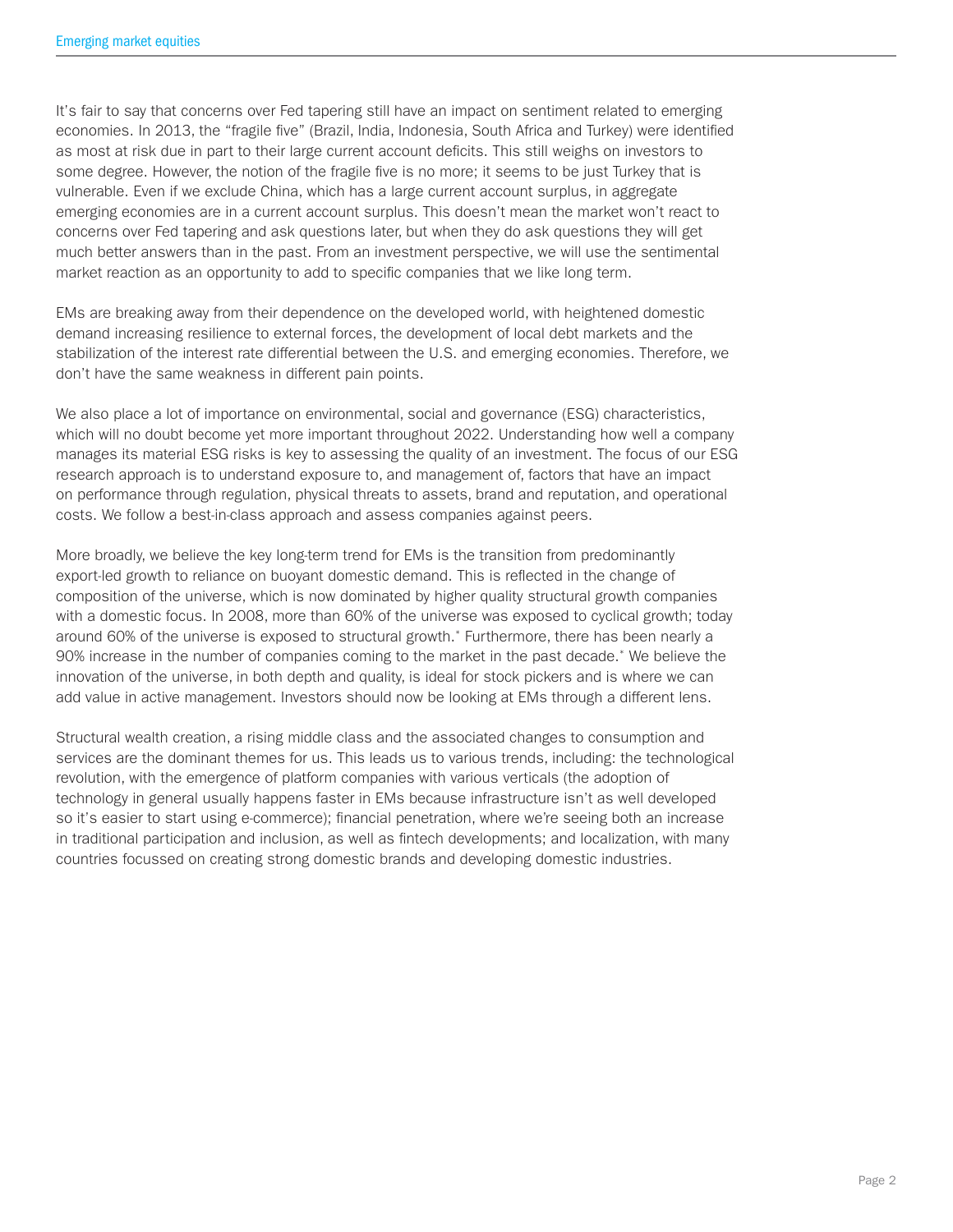It's fair to say that concerns over Fed tapering still have an impact on sentiment related to emerging economies. In 2013, the "fragile five" (Brazil, India, Indonesia, South Africa and Turkey) were identified as most at risk due in part to their large current account deficits. This still weighs on investors to some degree. However, the notion of the fragile five is no more; it seems to be just Turkey that is vulnerable. Even if we exclude China, which has a large current account surplus, in aggregate emerging economies are in a current account surplus. This doesn't mean the market won't react to concerns over Fed tapering and ask questions later, but when they do ask questions they will get much better answers than in the past. From an investment perspective, we will use the sentimental market reaction as an opportunity to add to specific companies that we like long term.

EMs are breaking away from their dependence on the developed world, with heightened domestic demand increasing resilience to external forces, the development of local debt markets and the stabilization of the interest rate differential between the U.S. and emerging economies. Therefore, we don't have the same weakness in different pain points.

We also place a lot of importance on environmental, social and governance (ESG) characteristics, which will no doubt become yet more important throughout 2022. Understanding how well a company manages its material ESG risks is key to assessing the quality of an investment. The focus of our ESG research approach is to understand exposure to, and management of, factors that have an impact on performance through regulation, physical threats to assets, brand and reputation, and operational costs. We follow a best-in-class approach and assess companies against peers.

More broadly, we believe the key long-term trend for EMs is the transition from predominantly export-led growth to reliance on buoyant domestic demand. This is reflected in the change of composition of the universe, which is now dominated by higher quality structural growth companies with a domestic focus. In 2008, more than 60% of the universe was exposed to cyclical growth; today around 60% of the universe is exposed to structural growth.* Furthermore, there has been nearly a 90% increase in the number of companies coming to the market in the past decade.* We believe the innovation of the universe, in both depth and quality, is ideal for stock pickers and is where we can add value in active management. Investors should now be looking at EMs through a different lens.

Structural wealth creation, a rising middle class and the associated changes to consumption and services are the dominant themes for us. This leads us to various trends, including: the technological revolution, with the emergence of platform companies with various verticals (the adoption of technology in general usually happens faster in EMs because infrastructure isn't as well developed so it's easier to start using e-commerce); financial penetration, where we're seeing both an increase in traditional participation and inclusion, as well as fintech developments; and localization, with many countries focussed on creating strong domestic brands and developing domestic industries.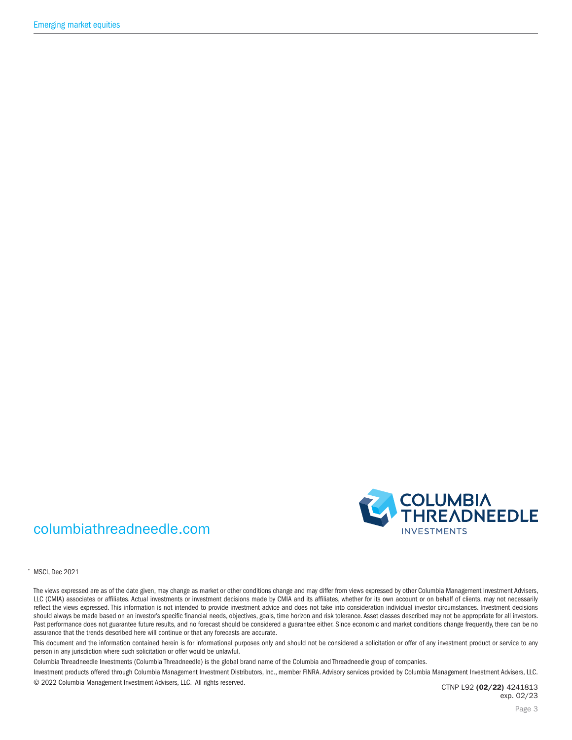columbiathreadneedle.com

COLUMBIA THREADNEEDLE INVESTMENTS

\* MSCI, Dec 2021

The views expressed are as of the date given, may change as market or other conditions change and may differ from views expressed by other Columbia Management Investment Advisers, LLC (CMIA) associates or affiliates. Actual investments or investment decisions made by CMIA and its affiliates, whether for its own account or on behalf of clients, may not necessarily reflect the views expressed. This information is not intended to provide investment advice and does not take into consideration individual investor circumstances. Investment decisions should always be made based on an investor's specific financial needs, objectives, goals, time horizon and risk tolerance. Asset classes described may not be appropriate for all investors. Past performance does not guarantee future results, and no forecast should be considered a guarantee either. Since economic and market conditions change frequently, there can be no assurance that the trends described here will continue or that any forecasts are accurate.

This document and the information contained herein is for informational purposes only and should not be considered a solicitation or offer of any investment product or service to any person in any jurisdiction where such solicitation or offer would be unlawful.

Columbia Threadneedle Investments (Columbia Threadneedle) is the global brand name of the Columbia and Threadneedle group of companies.

Investment products offered through Columbia Management Investment Distributors, Inc., member FINRA. Advisory services provided by Columbia Management Investment Advisers, LLC.

© 2022 Columbia Management Investment Advisers, LLC. All rights reserved.

CTNP L92 **(02/22)** 4241813
exp. 02/23